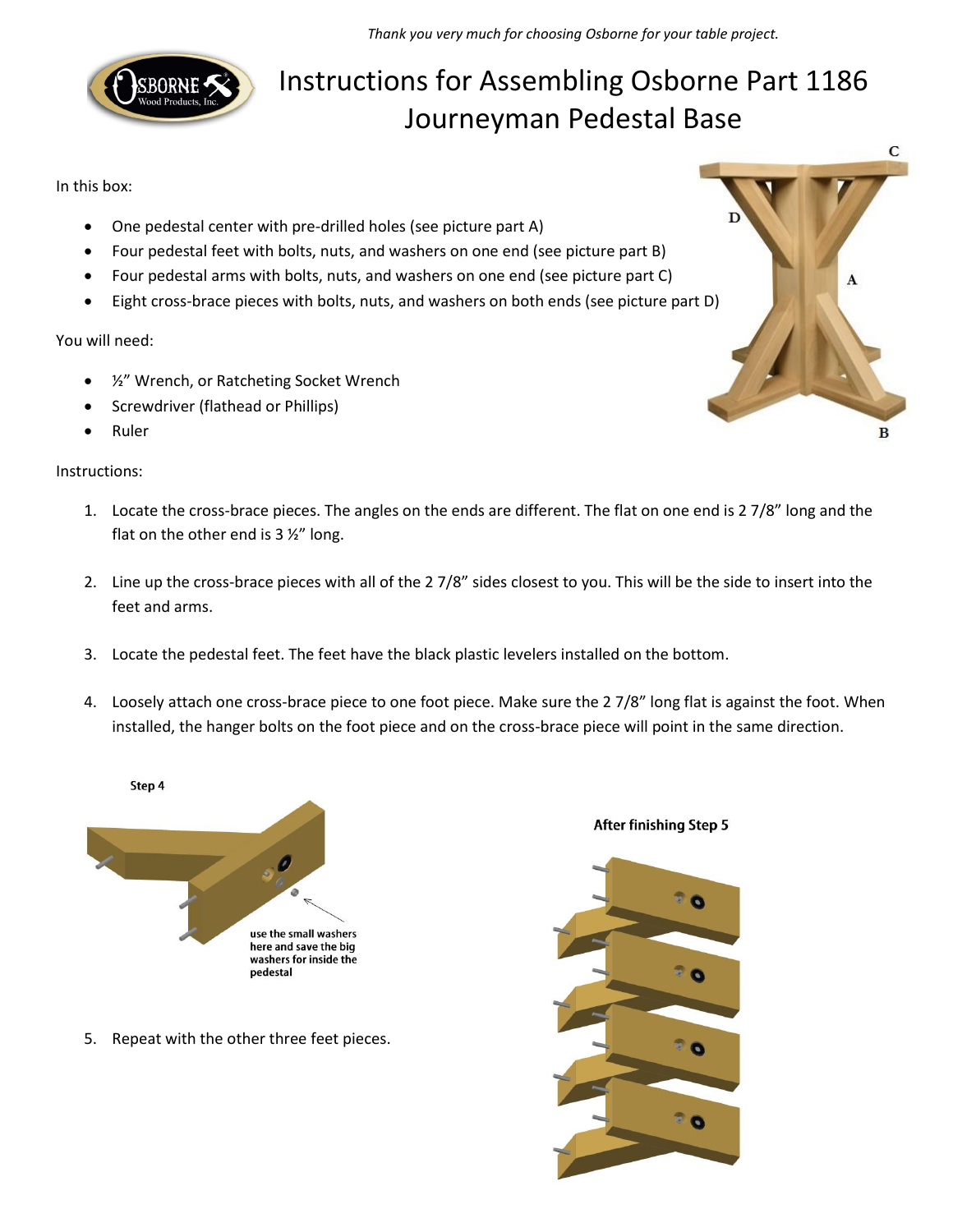*Thank you very much for choosing Osborne for your table project.*

# Instructions for Assembling Osborne Part 1186 Journeyman Pedestal Base

In this box:

- One pedestal center with pre-drilled holes (see picture part A)
- Four pedestal feet with bolts, nuts, and washers on one end (see picture part B)
- Four pedestal arms with bolts, nuts, and washers on one end (see picture part C)
- Eight cross-brace pieces with bolts, nuts, and washers on both ends (see picture part D)

You will need:

- ½" Wrench, or Ratcheting Socket Wrench
- Screwdriver (flathead or Phillips)
- Ruler

Instructions:

1. Locate the cross-brace pieces. The angles on the ends are different. The flat on one end is 2 7/8" long and the flat on the other end is 3 ½" long.
2. Line up the cross-brace pieces with all of the 2 7/8" sides closest to you. This will be the side to insert into the feet and arms.
3. Locate the pedestal feet. The feet have the black plastic levelers installed on the bottom.
4. Loosely attach one cross-brace piece to one foot piece. Make sure the 2 7/8" long flat is against the foot. When installed, the hanger bolts on the foot piece and on the cross-brace piece will point in the same direction.

**Step 4**

use the small washers here and save the big washers for inside the pedestal

5. Repeat with the other three feet pieces.

**After finishing Step 5**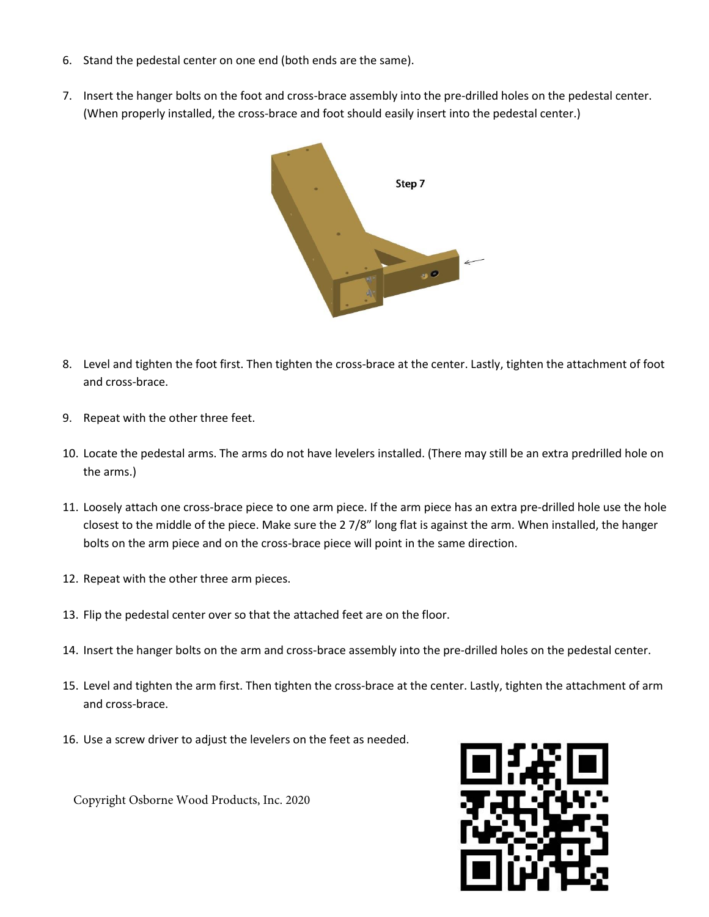6. Stand the pedestal center on one end (both ends are the same).

7. Insert the hanger bolts on the foot and cross-brace assembly into the pre-drilled holes on the pedestal center. (When properly installed, the cross-brace and foot should easily insert into the pedestal center.)

Step 7

8. Level and tighten the foot first. Then tighten the cross-brace at the center. Lastly, tighten the attachment of foot and cross-brace.

9. Repeat with the other three feet.

10. Locate the pedestal arms. The arms do not have levelers installed. (There may still be an extra predrilled hole on the arms.)

11. Loosely attach one cross-brace piece to one arm piece. If the arm piece has an extra pre-drilled hole use the hole closest to the middle of the piece. Make sure the 2 7/8" long flat is against the arm. When installed, the hanger bolts on the arm piece and on the cross-brace piece will point in the same direction.

12. Repeat with the other three arm pieces.

13. Flip the pedestal center over so that the attached feet are on the floor.

14. Insert the hanger bolts on the arm and cross-brace assembly into the pre-drilled holes on the pedestal center.

15. Level and tighten the arm first. Then tighten the cross-brace at the center. Lastly, tighten the attachment of arm and cross-brace.

16. Use a screw driver to adjust the levelers on the feet as needed.

Copyright Osborne Wood Products, Inc. 2020